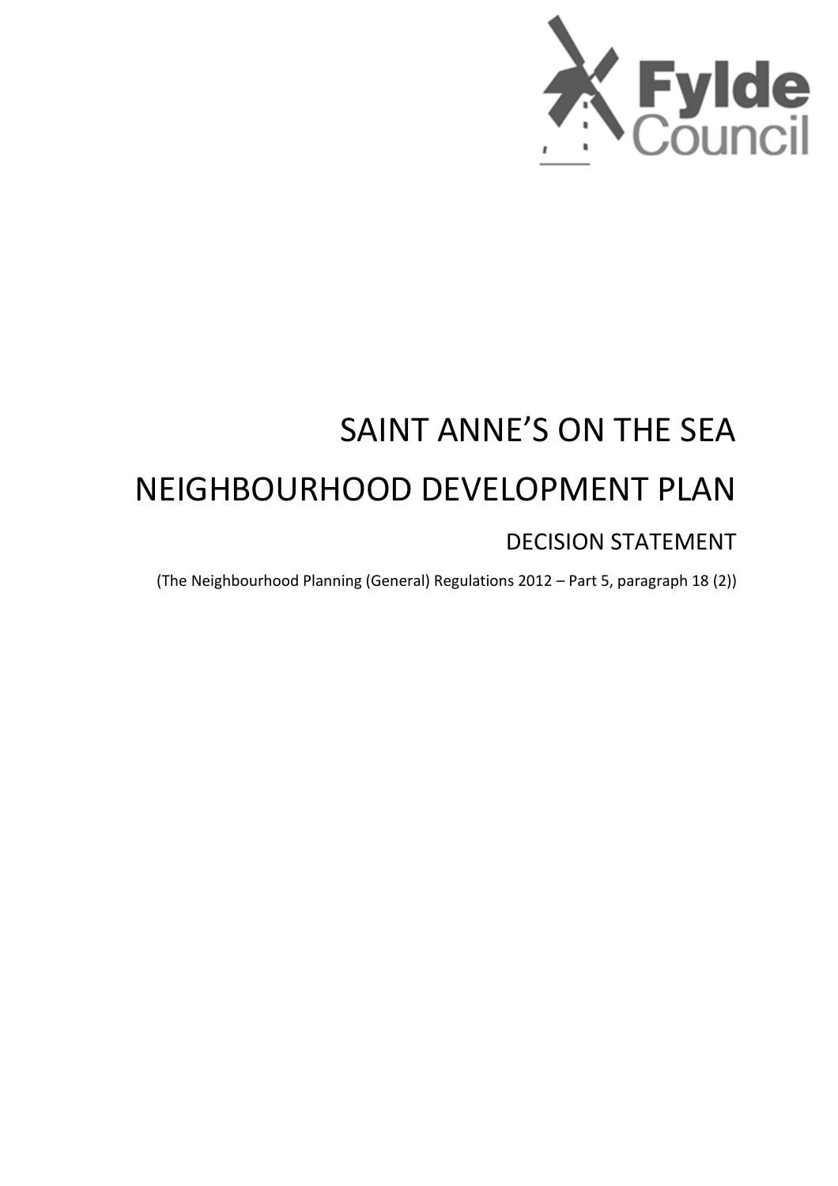# SAINT ANNE'S ON THE SEA

# NEIGHBOURHOOD DEVELOPMENT PLAN

## DECISION STATEMENT

(The Neighbourhood Planning (General) Regulations 2012 – Part 5, paragraph 18 (2))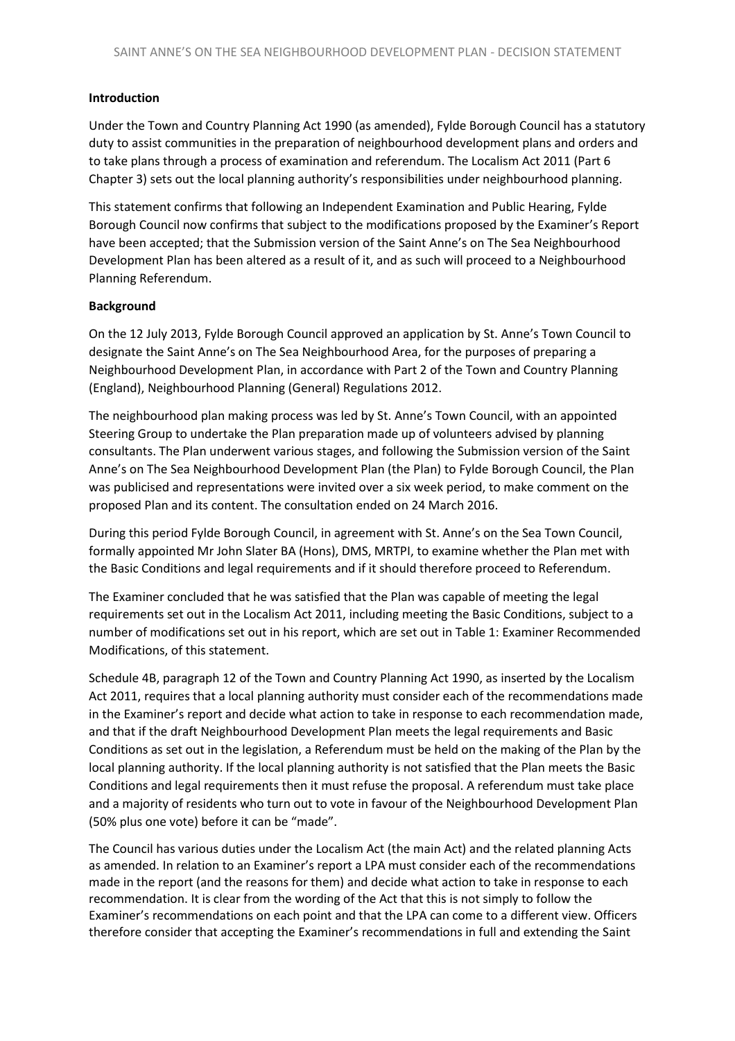### Introduction

Under the Town and Country Planning Act 1990 (as amended), Fylde Borough Council has a statutory duty to assist communities in the preparation of neighbourhood development plans and orders and to take plans through a process of examination and referendum. The Localism Act 2011 (Part 6 Chapter 3) sets out the local planning authority's responsibilities under neighbourhood planning.

This statement confirms that following an Independent Examination and Public Hearing, Fylde Borough Council now confirms that subject to the modifications proposed by the Examiner's Report have been accepted; that the Submission version of the Saint Anne's on The Sea Neighbourhood Development Plan has been altered as a result of it, and as such will proceed to a Neighbourhood Planning Referendum.

### Background

On the 12 July 2013, Fylde Borough Council approved an application by St. Anne's Town Council to designate the Saint Anne's on The Sea Neighbourhood Area, for the purposes of preparing a Neighbourhood Development Plan, in accordance with Part 2 of the Town and Country Planning (England), Neighbourhood Planning (General) Regulations 2012.

The neighbourhood plan making process was led by St. Anne's Town Council, with an appointed Steering Group to undertake the Plan preparation made up of volunteers advised by planning consultants. The Plan underwent various stages, and following the Submission version of the Saint Anne's on The Sea Neighbourhood Development Plan (the Plan) to Fylde Borough Council, the Plan was publicised and representations were invited over a six week period, to make comment on the proposed Plan and its content. The consultation ended on 24 March 2016.

During this period Fylde Borough Council, in agreement with St. Anne's on the Sea Town Council, formally appointed Mr John Slater BA (Hons), DMS, MRTPI, to examine whether the Plan met with the Basic Conditions and legal requirements and if it should therefore proceed to Referendum.

The Examiner concluded that he was satisfied that the Plan was capable of meeting the legal requirements set out in the Localism Act 2011, including meeting the Basic Conditions, subject to a number of modifications set out in his report, which are set out in Table 1: Examiner Recommended Modifications, of this statement.

Schedule 4B, paragraph 12 of the Town and Country Planning Act 1990, as inserted by the Localism Act 2011, requires that a local planning authority must consider each of the recommendations made in the Examiner's report and decide what action to take in response to each recommendation made, and that if the draft Neighbourhood Development Plan meets the legal requirements and Basic Conditions as set out in the legislation, a Referendum must be held on the making of the Plan by the local planning authority. If the local planning authority is not satisfied that the Plan meets the Basic Conditions and legal requirements then it must refuse the proposal. A referendum must take place and a majority of residents who turn out to vote in favour of the Neighbourhood Development Plan (50% plus one vote) before it can be "made".

The Council has various duties under the Localism Act (the main Act) and the related planning Acts as amended. In relation to an Examiner's report a LPA must consider each of the recommendations made in the report (and the reasons for them) and decide what action to take in response to each recommendation. It is clear from the wording of the Act that this is not simply to follow the Examiner's recommendations on each point and that the LPA can come to a different view. Officers therefore consider that accepting the Examiner's recommendations in full and extending the Saint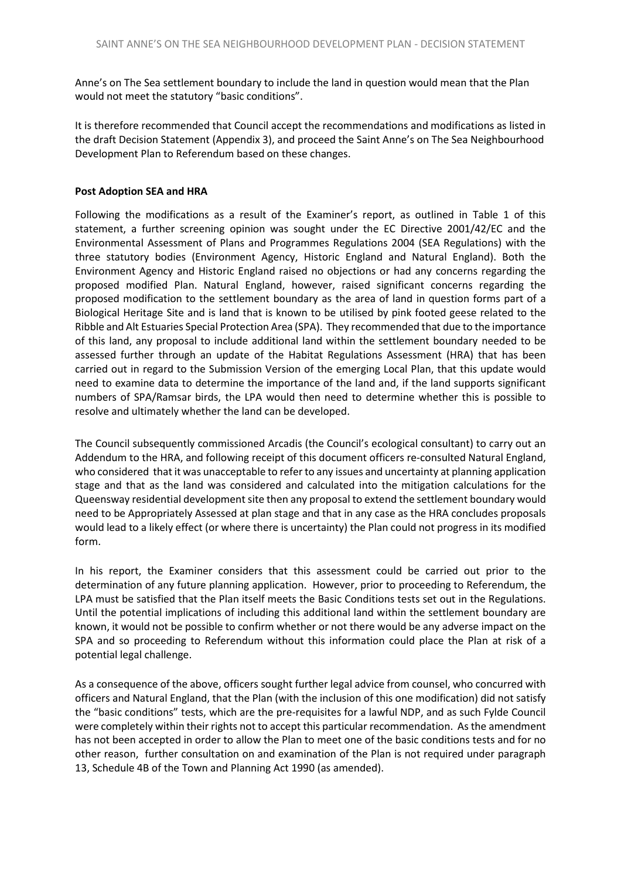Anne's on The Sea settlement boundary to include the land in question would mean that the Plan would not meet the statutory "basic conditions".

It is therefore recommended that Council accept the recommendations and modifications as listed in the draft Decision Statement (Appendix 3), and proceed the Saint Anne's on The Sea Neighbourhood Development Plan to Referendum based on these changes.

**Post Adoption SEA and HRA**

Following the modifications as a result of the Examiner's report, as outlined in Table 1 of this statement, a further screening opinion was sought under the EC Directive 2001/42/EC and the Environmental Assessment of Plans and Programmes Regulations 2004 (SEA Regulations) with the three statutory bodies (Environment Agency, Historic England and Natural England). Both the Environment Agency and Historic England raised no objections or had any concerns regarding the proposed modified Plan. Natural England, however, raised significant concerns regarding the proposed modification to the settlement boundary as the area of land in question forms part of a Biological Heritage Site and is land that is known to be utilised by pink footed geese related to the Ribble and Alt Estuaries Special Protection Area (SPA). They recommended that due to the importance of this land, any proposal to include additional land within the settlement boundary needed to be assessed further through an update of the Habitat Regulations Assessment (HRA) that has been carried out in regard to the Submission Version of the emerging Local Plan, that this update would need to examine data to determine the importance of the land and, if the land supports significant numbers of SPA/Ramsar birds, the LPA would then need to determine whether this is possible to resolve and ultimately whether the land can be developed.

The Council subsequently commissioned Arcadis (the Council's ecological consultant) to carry out an Addendum to the HRA, and following receipt of this document officers re-consulted Natural England, who considered that it was unacceptable to refer to any issues and uncertainty at planning application stage and that as the land was considered and calculated into the mitigation calculations for the Queensway residential development site then any proposal to extend the settlement boundary would need to be Appropriately Assessed at plan stage and that in any case as the HRA concludes proposals would lead to a likely effect (or where there is uncertainty) the Plan could not progress in its modified form.

In his report, the Examiner considers that this assessment could be carried out prior to the determination of any future planning application. However, prior to proceeding to Referendum, the LPA must be satisfied that the Plan itself meets the Basic Conditions tests set out in the Regulations. Until the potential implications of including this additional land within the settlement boundary are known, it would not be possible to confirm whether or not there would be any adverse impact on the SPA and so proceeding to Referendum without this information could place the Plan at risk of a potential legal challenge.

As a consequence of the above, officers sought further legal advice from counsel, who concurred with officers and Natural England, that the Plan (with the inclusion of this one modification) did not satisfy the "basic conditions" tests, which are the pre-requisites for a lawful NDP, and as such Fylde Council were completely within their rights not to accept this particular recommendation. As the amendment has not been accepted in order to allow the Plan to meet one of the basic conditions tests and for no other reason, further consultation on and examination of the Plan is not required under paragraph 13, Schedule 4B of the Town and Planning Act 1990 (as amended).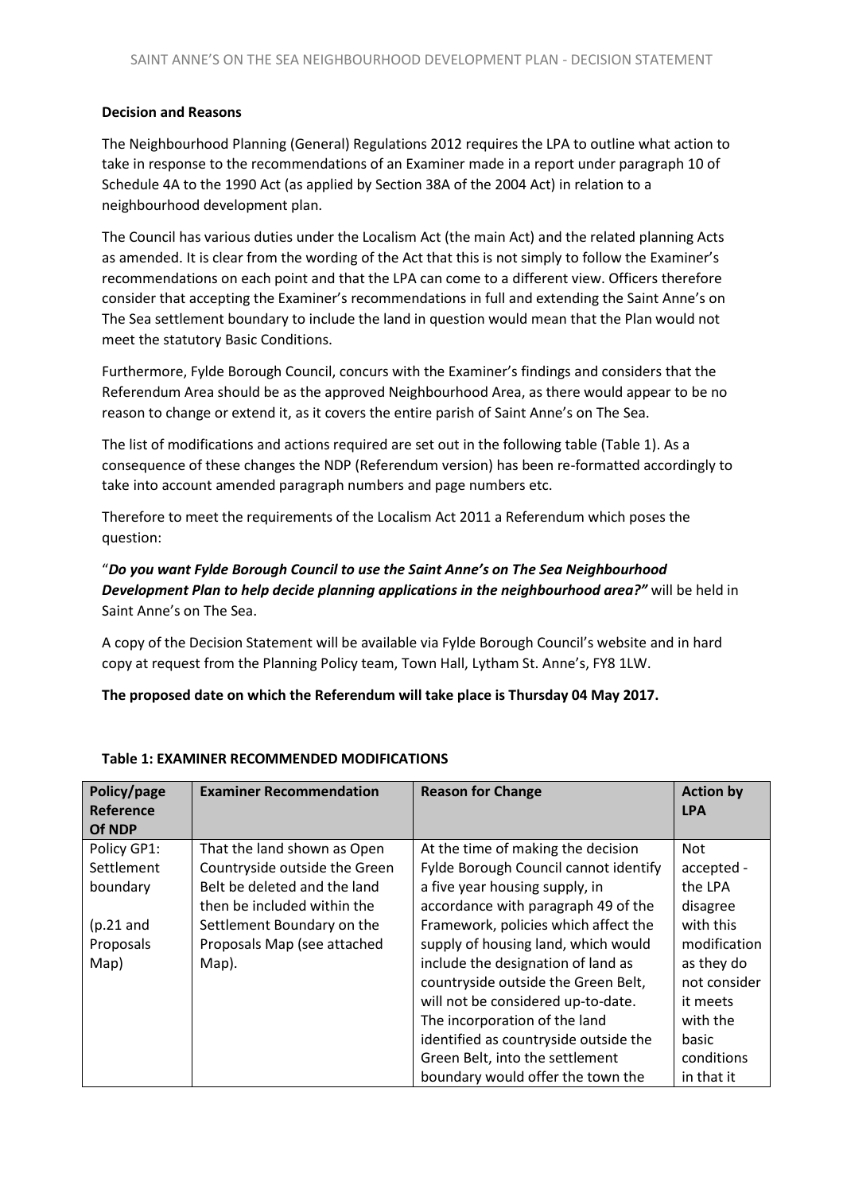**Decision and Reasons**

The Neighbourhood Planning (General) Regulations 2012 requires the LPA to outline what action to take in response to the recommendations of an Examiner made in a report under paragraph 10 of Schedule 4A to the 1990 Act (as applied by Section 38A of the 2004 Act) in relation to a neighbourhood development plan.

The Council has various duties under the Localism Act (the main Act) and the related planning Acts as amended. It is clear from the wording of the Act that this is not simply to follow the Examiner's recommendations on each point and that the LPA can come to a different view. Officers therefore consider that accepting the Examiner's recommendations in full and extending the Saint Anne's on The Sea settlement boundary to include the land in question would mean that the Plan would not meet the statutory Basic Conditions.

Furthermore, Fylde Borough Council, concurs with the Examiner's findings and considers that the Referendum Area should be as the approved Neighbourhood Area, as there would appear to be no reason to change or extend it, as it covers the entire parish of Saint Anne's on The Sea.

The list of modifications and actions required are set out in the following table (Table 1). As a consequence of these changes the NDP (Referendum version) has been re-formatted accordingly to take into account amended paragraph numbers and page numbers etc.

Therefore to meet the requirements of the Localism Act 2011 a Referendum which poses the question:

"***Do you want Fylde Borough Council to use the Saint Anne's on The Sea Neighbourhood Development Plan to help decide planning applications in the neighbourhood area?"*** will be held in Saint Anne's on The Sea.

A copy of the Decision Statement will be available via Fylde Borough Council's website and in hard copy at request from the Planning Policy team, Town Hall, Lytham St. Anne's, FY8 1LW.

**The proposed date on which the Referendum will take place is Thursday 04 May 2017.**

**Table 1: EXAMINER RECOMMENDED MODIFICATIONS**

| Policy/page Reference Of NDP | Examiner Recommendation | Reason for Change | Action by LPA |
|---|---|---|---|
| Policy GP1: Settlement boundary<br><br>(p.21 and Proposals Map) | That the land shown as Open Countryside outside the Green Belt be deleted and the land then be included within the Settlement Boundary on the Proposals Map (see attached Map). | At the time of making the decision Fylde Borough Council cannot identify a five year housing supply, in accordance with paragraph 49 of the Framework, policies which affect the supply of housing land, which would include the designation of land as countryside outside the Green Belt, will not be considered up-to-date. The incorporation of the land identified as countryside outside the Green Belt, into the settlement boundary would offer the town the | Not accepted - the LPA disagree with this modification as they do not consider it meets with the basic conditions in that it |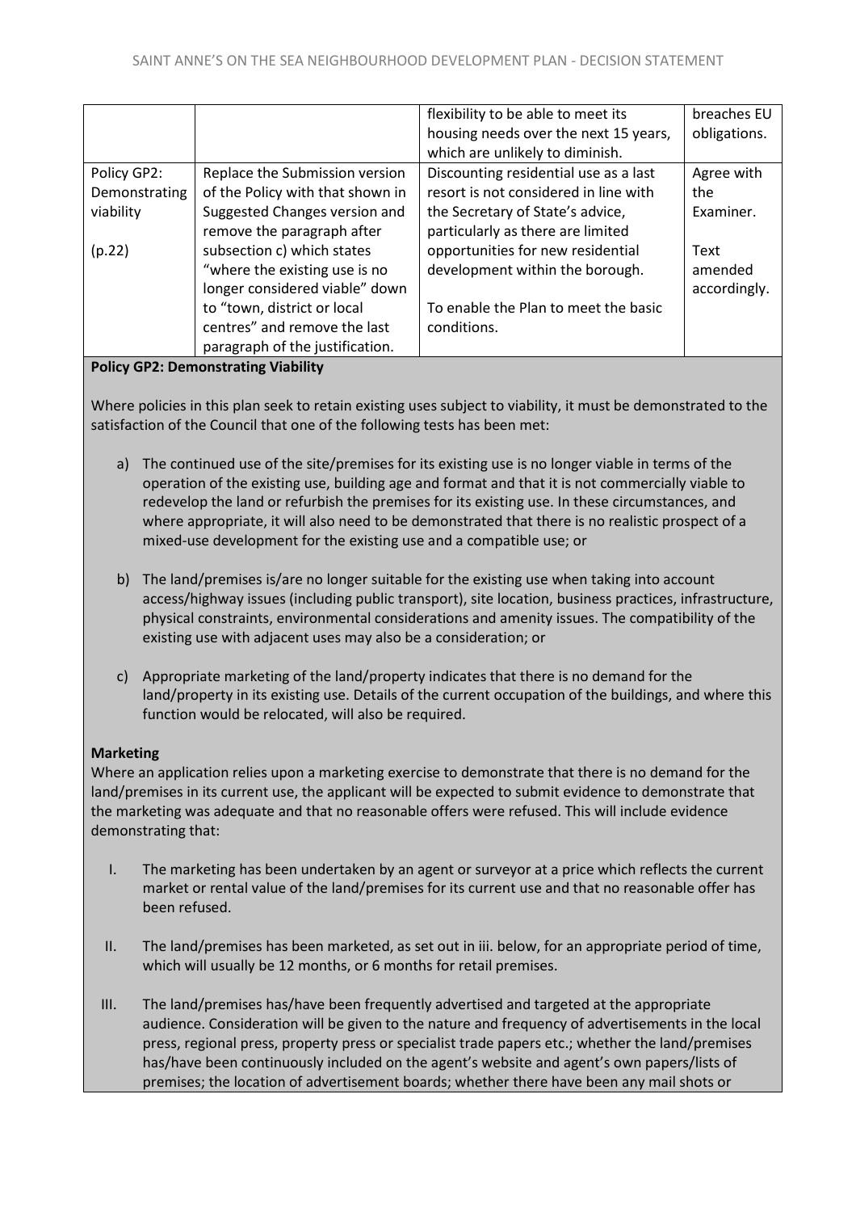| | | | |
|---|---|---|---|
| | | flexibility to be able to meet its housing needs over the next 15 years, which are unlikely to diminish. | breaches EU obligations. |
| Policy GP2: Demonstrating viability<br><br>(p.22) | Replace the Submission version of the Policy with that shown in Suggested Changes version and remove the paragraph after subsection c) which states "where the existing use is no longer considered viable" down to "town, district or local centres" and remove the last paragraph of the justification. | Discounting residential use as a last resort is not considered in line with the Secretary of State's advice, particularly as there are limited opportunities for new residential development within the borough.<br><br>To enable the Plan to meet the basic conditions. | Agree with the Examiner.<br><br>Text amended accordingly. |

**Policy GP2: Demonstrating Viability**

Where policies in this plan seek to retain existing uses subject to viability, it must be demonstrated to the satisfaction of the Council that one of the following tests has been met:

a) The continued use of the site/premises for its existing use is no longer viable in terms of the operation of the existing use, building age and format and that it is not commercially viable to redevelop the land or refurbish the premises for its existing use. In these circumstances, and where appropriate, it will also need to be demonstrated that there is no realistic prospect of a mixed-use development for the existing use and a compatible use; or

b) The land/premises is/are no longer suitable for the existing use when taking into account access/highway issues (including public transport), site location, business practices, infrastructure, physical constraints, environmental considerations and amenity issues. The compatibility of the existing use with adjacent uses may also be a consideration; or

c) Appropriate marketing of the land/property indicates that there is no demand for the land/property in its existing use. Details of the current occupation of the buildings, and where this function would be relocated, will also be required.

**Marketing**

Where an application relies upon a marketing exercise to demonstrate that there is no demand for the land/premises in its current use, the applicant will be expected to submit evidence to demonstrate that the marketing was adequate and that no reasonable offers were refused. This will include evidence demonstrating that:

I. The marketing has been undertaken by an agent or surveyor at a price which reflects the current market or rental value of the land/premises for its current use and that no reasonable offer has been refused.

II. The land/premises has been marketed, as set out in iii. below, for an appropriate period of time, which will usually be 12 months, or 6 months for retail premises.

III. The land/premises has/have been frequently advertised and targeted at the appropriate audience. Consideration will be given to the nature and frequency of advertisements in the local press, regional press, property press or specialist trade papers etc.; whether the land/premises has/have been continuously included on the agent's website and agent's own papers/lists of premises; the location of advertisement boards; whether there have been any mail shots or